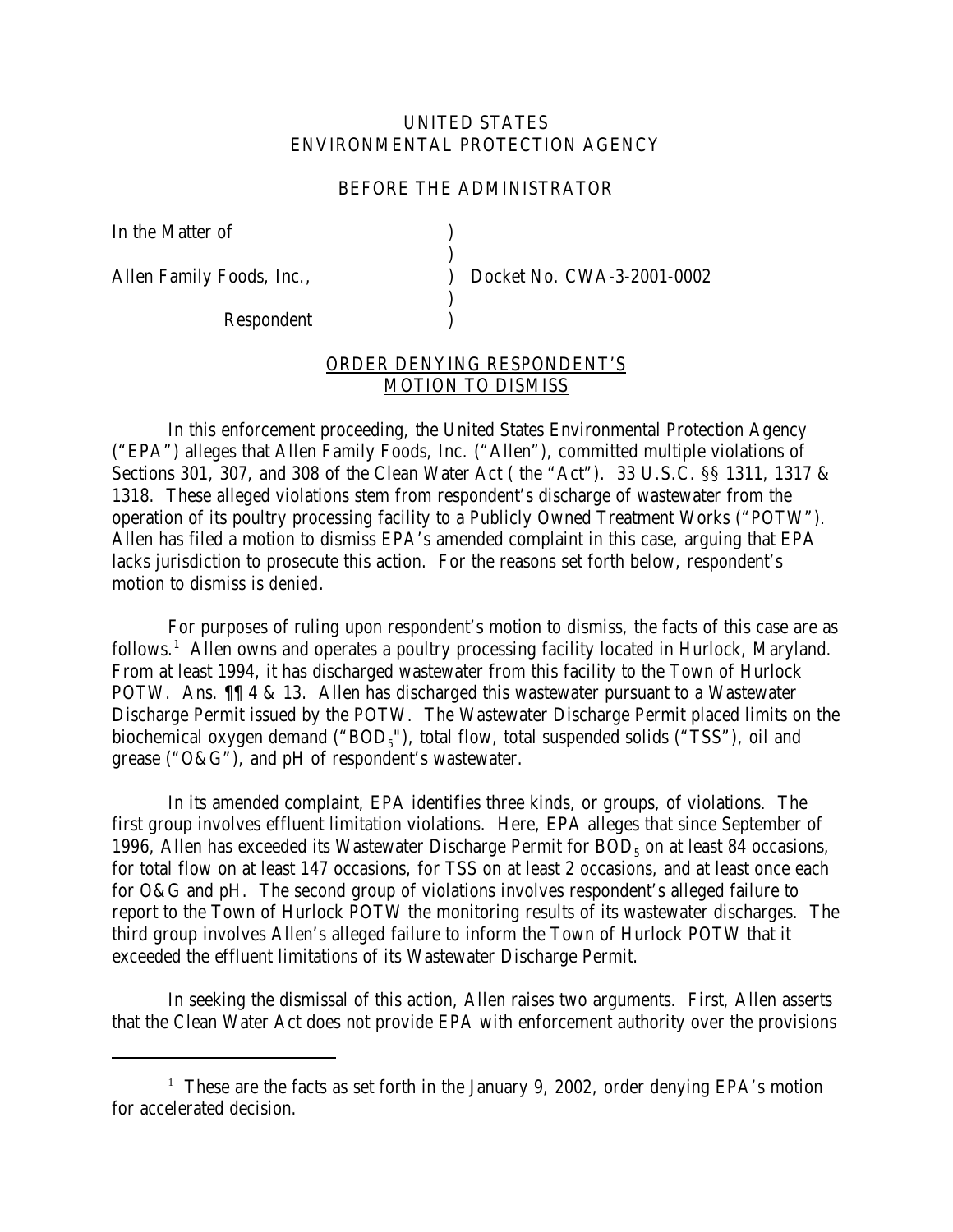UNITED STATES
ENVIRONMENTAL PROTECTION AGENCY

BEFORE THE ADMINISTRATOR

| | | |
|---|---|---|
| In the Matter of | ) | |
| | ) | |
| Allen Family Foods, Inc., | ) | Docket No. CWA-3-2001-0002 |
| | ) | |
| Respondent | ) | |

ORDER DENYING RESPONDENT'S
MOTION TO DISMISS

In this enforcement proceeding, the United States Environmental Protection Agency ("EPA") alleges that Allen Family Foods, Inc. ("Allen"), committed multiple violations of Sections 301, 307, and 308 of the Clean Water Act ( the "Act"). 33 U.S.C. §§ 1311, 1317 & 1318. These alleged violations stem from respondent's discharge of wastewater from the operation of its poultry processing facility to a Publicly Owned Treatment Works ("POTW"). Allen has filed a motion to dismiss EPA's amended complaint in this case, arguing that EPA lacks jurisdiction to prosecute this action. For the reasons set forth below, respondent's motion to dismiss is *denied*.

For purposes of ruling upon respondent's motion to dismiss, the facts of this case are as follows.[1] Allen owns and operates a poultry processing facility located in Hurlock, Maryland. From at least 1994, it has discharged wastewater from this facility to the Town of Hurlock POTW. Ans. ¶¶ 4 & 13. Allen has discharged this wastewater pursuant to a Wastewater Discharge Permit issued by the POTW. The Wastewater Discharge Permit placed limits on the biochemical oxygen demand ("$BOD_5$"), total flow, total suspended solids ("TSS"), oil and grease ("O&G"), and pH of respondent's wastewater.

In its amended complaint, EPA identifies three kinds, or groups, of violations. The first group involves effluent limitation violations. Here, EPA alleges that since September of 1996, Allen has exceeded its Wastewater Discharge Permit for $BOD_5$ on at least 84 occasions, for total flow on at least 147 occasions, for TSS on at least 2 occasions, and at least once each for O&G and pH. The second group of violations involves respondent's alleged failure to report to the Town of Hurlock POTW the monitoring results of its wastewater discharges. The third group involves Allen's alleged failure to inform the Town of Hurlock POTW that it exceeded the effluent limitations of its Wastewater Discharge Permit.

In seeking the dismissal of this action, Allen raises two arguments. First, Allen asserts that the Clean Water Act does not provide EPA with enforcement authority over the provisions

[1] These are the facts as set forth in the January 9, 2002, order denying EPA's motion for accelerated decision.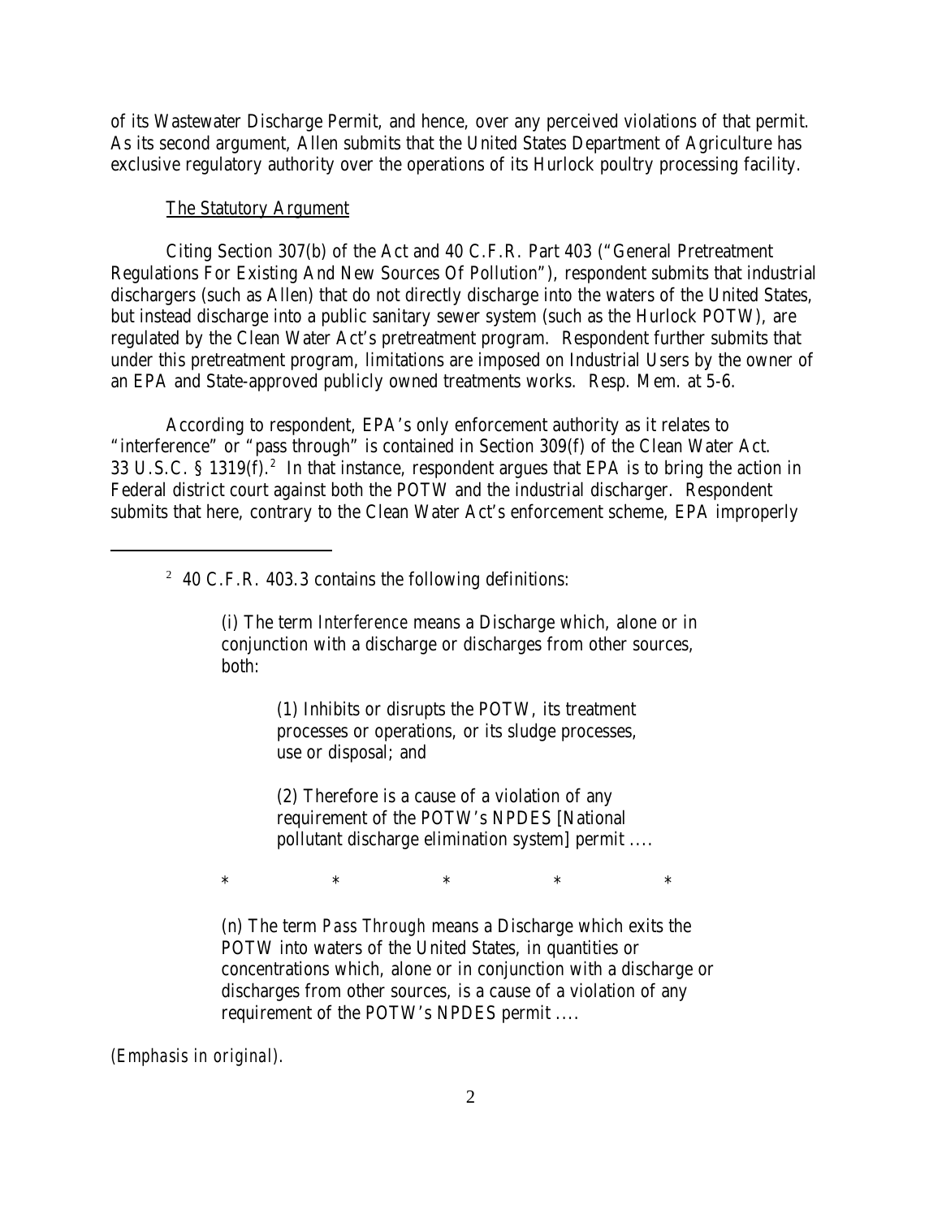of its Wastewater Discharge Permit, and hence, over any perceived violations of that permit. As its second argument, Allen submits that the United States Department of Agriculture has exclusive regulatory authority over the operations of its Hurlock poultry processing facility.

The Statutory Argument

Citing Section 307(b) of the Act and 40 C.F.R. Part 403 ("General Pretreatment Regulations For Existing And New Sources Of Pollution"), respondent submits that industrial dischargers (such as Allen) that do not directly discharge into the waters of the United States, but instead discharge into a public sanitary sewer system (such as the Hurlock POTW), are regulated by the Clean Water Act's pretreatment program. Respondent further submits that under this pretreatment program, limitations are imposed on Industrial Users by the owner of an EPA and State-approved publicly owned treatments works. Resp. Mem. at 5-6.

According to respondent, EPA's only enforcement authority as it relates to "interference" or "pass through" is contained in Section 309(f) of the Clean Water Act. 33 U.S.C. § 1319(f).[2] In that instance, respondent argues that EPA is to bring the action in Federal district court against both the POTW and the industrial discharger. Respondent submits that here, contrary to the Clean Water Act's enforcement scheme, EPA improperly

---

[2] 40 C.F.R. 403.3 contains the following definitions:

> (i) The term *Interference* means a Discharge which, alone or in conjunction with a discharge or discharges from other sources, both:
>
> > (1) Inhibits or disrupts the POTW, its treatment processes or operations, or its sludge processes, use or disposal; and
> >
> > (2) Therefore is a cause of a violation of any requirement of the POTW's NPDES [National pollutant discharge elimination system] permit ....
>
> \* \* \* \* \*
>
> (n) The term *Pass Through* means a Discharge which exits the POTW into waters of the United States, in quantities or concentrations which, alone or in conjunction with a discharge or discharges from other sources, is a cause of a violation of any requirement of the POTW's NPDES permit ....

(*Emphasis in original*).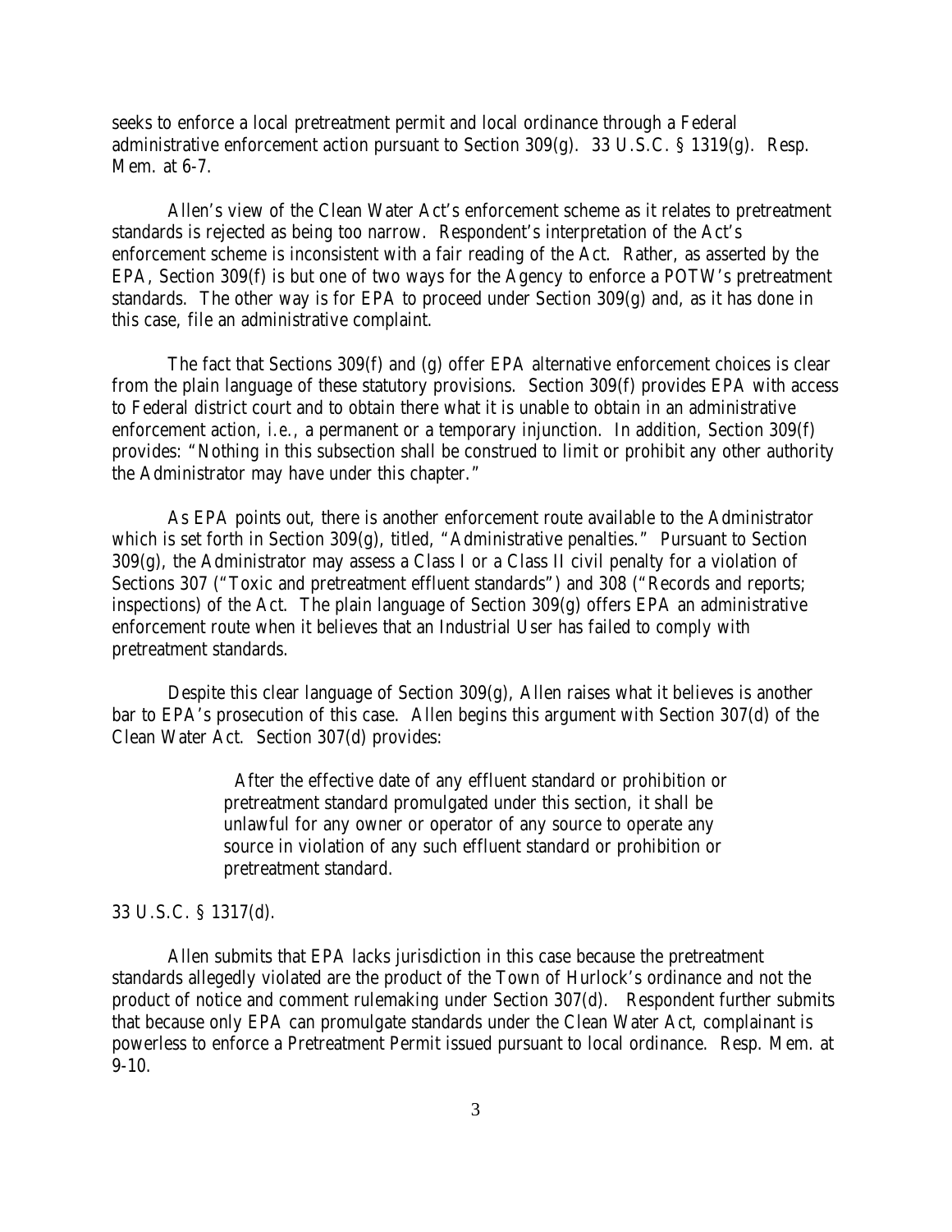seeks to enforce a local pretreatment permit and local ordinance through a Federal administrative enforcement action pursuant to Section 309(g). 33 U.S.C. § 1319(g). Resp. Mem. at 6-7.

Allen's view of the Clean Water Act's enforcement scheme as it relates to pretreatment standards is rejected as being too narrow. Respondent's interpretation of the Act's enforcement scheme is inconsistent with a fair reading of the Act. Rather, as asserted by the EPA, Section 309(f) is but one of two ways for the Agency to enforce a POTW's pretreatment standards. The other way is for EPA to proceed under Section 309(g) and, as it has done in this case, file an administrative complaint.

The fact that Sections 309(f) and (g) offer EPA alternative enforcement choices is clear from the plain language of these statutory provisions. Section 309(f) provides EPA with access to Federal district court and to obtain there what it is unable to obtain in an administrative enforcement action, *i.e.*, a permanent or a temporary injunction. In addition, Section 309(f) provides: "Nothing in this subsection shall be construed to limit or prohibit any other authority the Administrator may have under this chapter."

As EPA points out, there is another enforcement route available to the Administrator which is set forth in Section 309(g), titled, "Administrative penalties." Pursuant to Section 309(g), the Administrator may assess a Class I or a Class II civil penalty for a violation of Sections 307 ("Toxic and pretreatment effluent standards") and 308 ("Records and reports; inspections) of the Act. The plain language of Section 309(g) offers EPA an administrative enforcement route when it believes that an Industrial User has failed to comply with pretreatment standards.

Despite this clear language of Section 309(g), Allen raises what it believes is another bar to EPA's prosecution of this case. Allen begins this argument with Section 307(d) of the Clean Water Act. Section 307(d) provides:

> After the effective date of any effluent standard or prohibition or pretreatment standard promulgated under this section, it shall be unlawful for any owner or operator of any source to operate any source in violation of any such effluent standard or prohibition or pretreatment standard.

33 U.S.C. § 1317(d).

Allen submits that EPA lacks jurisdiction in this case because the pretreatment standards allegedly violated are the product of the Town of Hurlock's ordinance and not the product of notice and comment rulemaking under Section 307(d). Respondent further submits that because only EPA can promulgate standards under the Clean Water Act, complainant is powerless to enforce a Pretreatment Permit issued pursuant to local ordinance. Resp. Mem. at 9-10.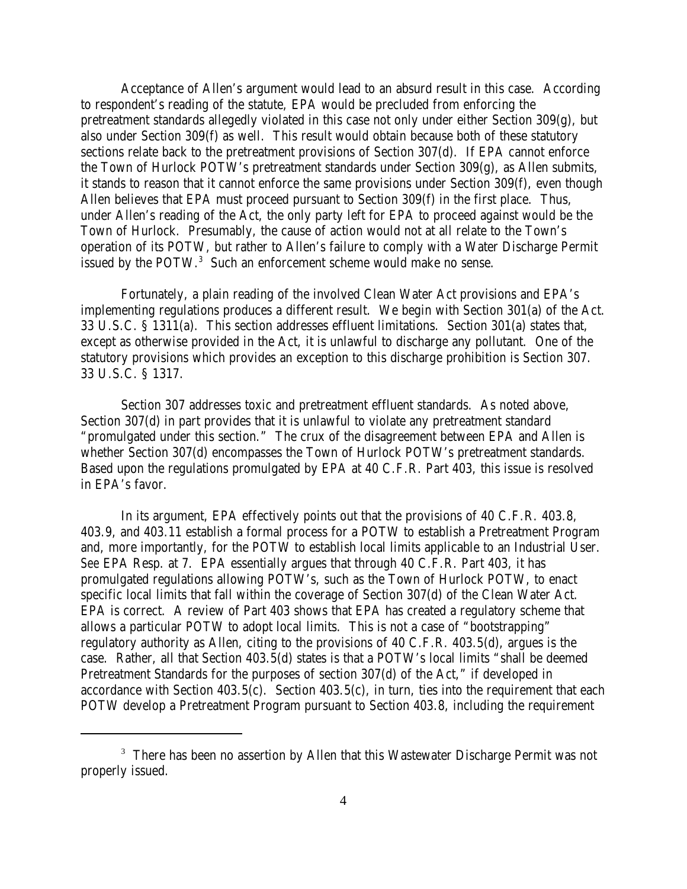Acceptance of Allen's argument would lead to an absurd result in this case. According to respondent's reading of the statute, EPA would be precluded from enforcing the pretreatment standards allegedly violated in this case not only under either Section 309(g), but also under Section 309(f) as well. This result would obtain because both of these statutory sections relate back to the pretreatment provisions of Section 307(d). If EPA cannot enforce the Town of Hurlock POTW's pretreatment standards under Section 309(g), as Allen submits, it stands to reason that it cannot enforce the same provisions under Section 309(f), even though Allen believes that EPA must proceed pursuant to Section 309(f) in the first place. Thus, under Allen's reading of the Act, the only party left for EPA to proceed against would be the Town of Hurlock. Presumably, the cause of action would not at all relate to the Town's operation of its POTW, but rather to Allen's failure to comply with a Water Discharge Permit issued by the POTW.[3] Such an enforcement scheme would make no sense.

Fortunately, a plain reading of the involved Clean Water Act provisions and EPA's implementing regulations produces a different result. We begin with Section 301(a) of the Act. 33 U.S.C. § 1311(a). This section addresses effluent limitations. Section 301(a) states that, except as otherwise provided in the Act, it is unlawful to discharge any pollutant. One of the statutory provisions which provides an exception to this discharge prohibition is Section 307. 33 U.S.C. § 1317.

Section 307 addresses toxic and pretreatment effluent standards. As noted above, Section 307(d) in part provides that it is unlawful to violate any pretreatment standard "promulgated under this section." The crux of the disagreement between EPA and Allen is whether Section 307(d) encompasses the Town of Hurlock POTW's pretreatment standards. Based upon the regulations promulgated by EPA at 40 C.F.R. Part 403, this issue is resolved in EPA's favor.

In its argument, EPA effectively points out that the provisions of 40 C.F.R. 403.8, 403.9, and 403.11 establish a formal process for a POTW to establish a Pretreatment Program and, more importantly, for the POTW to establish local limits applicable to an Industrial User. *See* EPA Resp. at 7. EPA essentially argues that through 40 C.F.R. Part 403, it has promulgated regulations allowing POTW's, such as the Town of Hurlock POTW, to enact specific local limits that fall within the coverage of Section 307(d) of the Clean Water Act. EPA is correct. A review of Part 403 shows that EPA has created a regulatory scheme that allows a particular POTW to adopt local limits. This is not a case of "bootstrapping" regulatory authority as Allen, citing to the provisions of 40 C.F.R. 403.5(d), argues is the case. Rather, all that Section 403.5(d) states is that a POTW's local limits "shall be deemed Pretreatment Standards for the purposes of section 307(d) of the Act," if developed in accordance with Section 403.5(c). Section 403.5(c), in turn, ties into the requirement that each POTW develop a Pretreatment Program pursuant to Section 403.8, including the requirement

---

[3] There has been no assertion by Allen that this Wastewater Discharge Permit was not properly issued.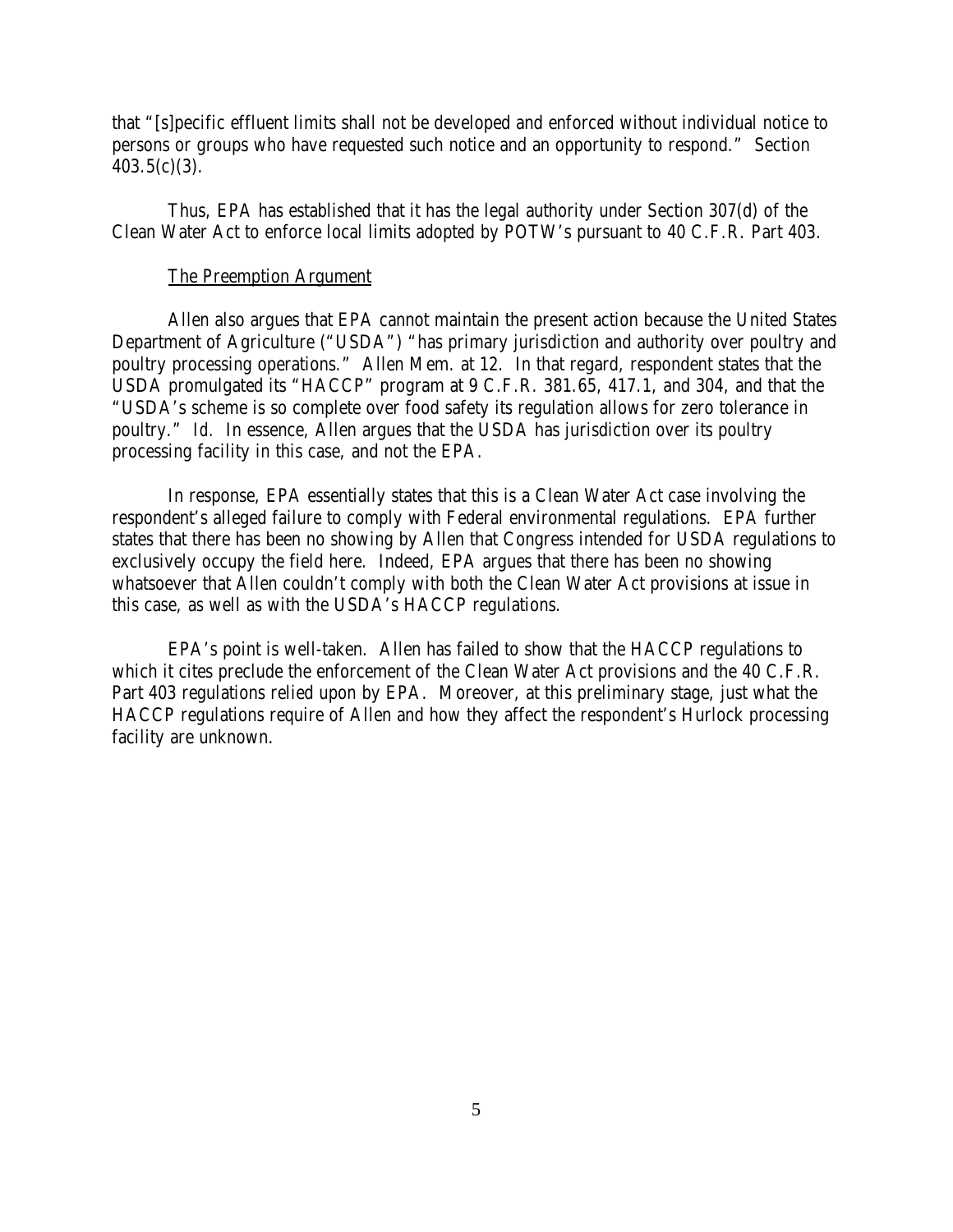that "[s]pecific effluent limits shall not be developed and enforced without individual notice to persons or groups who have requested such notice and an opportunity to respond." Section 403.5(c)(3).

Thus, EPA has established that it has the legal authority under Section 307(d) of the Clean Water Act to enforce local limits adopted by POTW's pursuant to 40 C.F.R. Part 403.

The Preemption Argument

Allen also argues that EPA cannot maintain the present action because the United States Department of Agriculture ("USDA") "has primary jurisdiction and authority over poultry and poultry processing operations." Allen Mem. at 12. In that regard, respondent states that the USDA promulgated its "HACCP" program at 9 C.F.R. 381.65, 417.1, and 304, and that the "USDA's scheme is so complete over food safety its regulation allows for zero tolerance in poultry." *Id.* In essence, Allen argues that the USDA has jurisdiction over its poultry processing facility in this case, and not the EPA.

In response, EPA essentially states that this is a Clean Water Act case involving the respondent's alleged failure to comply with Federal environmental regulations. EPA further states that there has been no showing by Allen that Congress intended for USDA regulations to exclusively occupy the field here. Indeed, EPA argues that there has been no showing whatsoever that Allen couldn't comply with both the Clean Water Act provisions at issue in this case, as well as with the USDA's HACCP regulations.

EPA's point is well-taken. Allen has failed to show that the HACCP regulations to which it cites preclude the enforcement of the Clean Water Act provisions and the 40 C.F.R. Part 403 regulations relied upon by EPA. Moreover, at this preliminary stage, just what the HACCP regulations require of Allen and how they affect the respondent's Hurlock processing facility are unknown.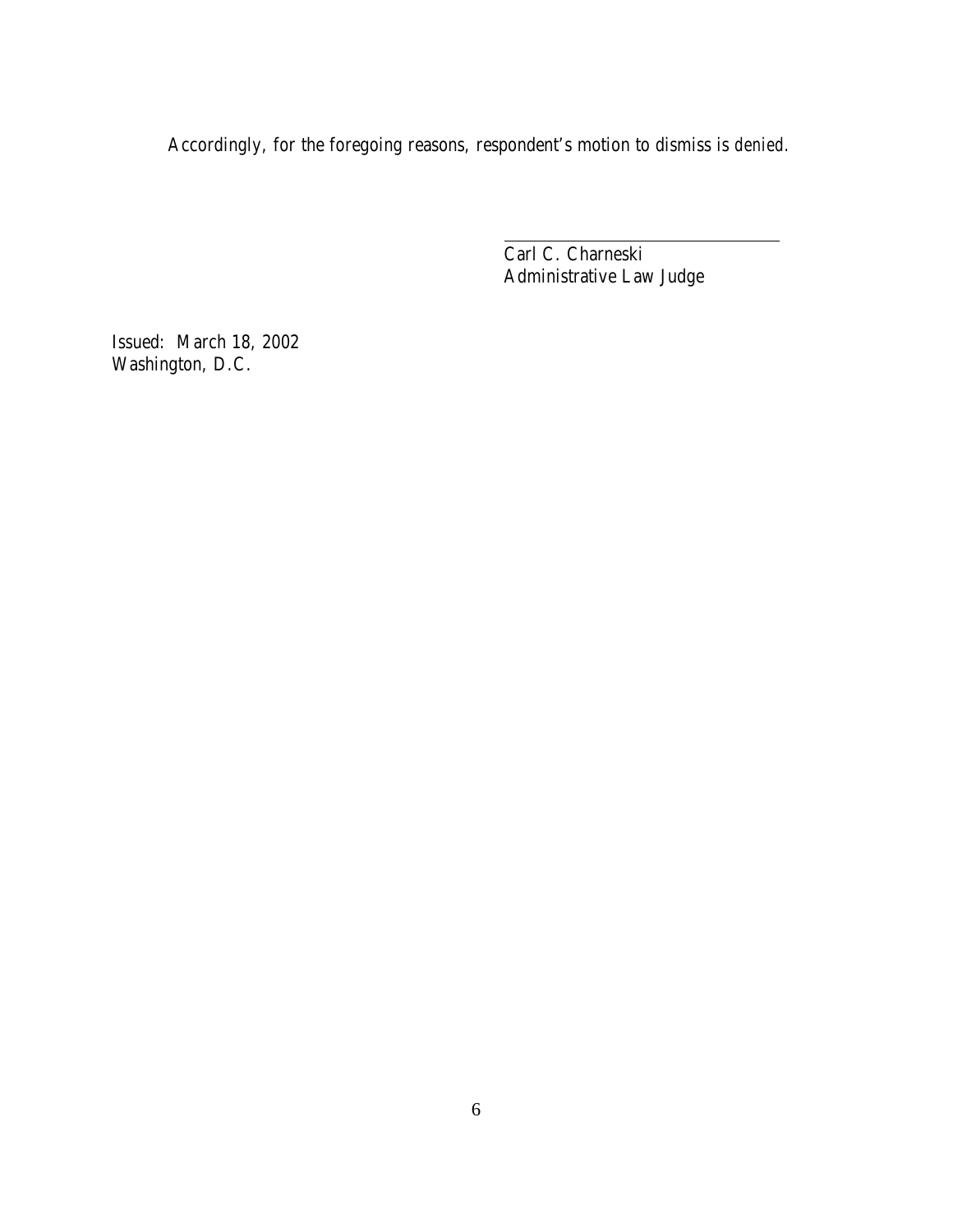Accordingly, for the foregoing reasons, respondent's motion to dismiss is *denied*.

Carl C. Charneski
Administrative Law Judge

Issued: March 18, 2002
Washington, D.C.